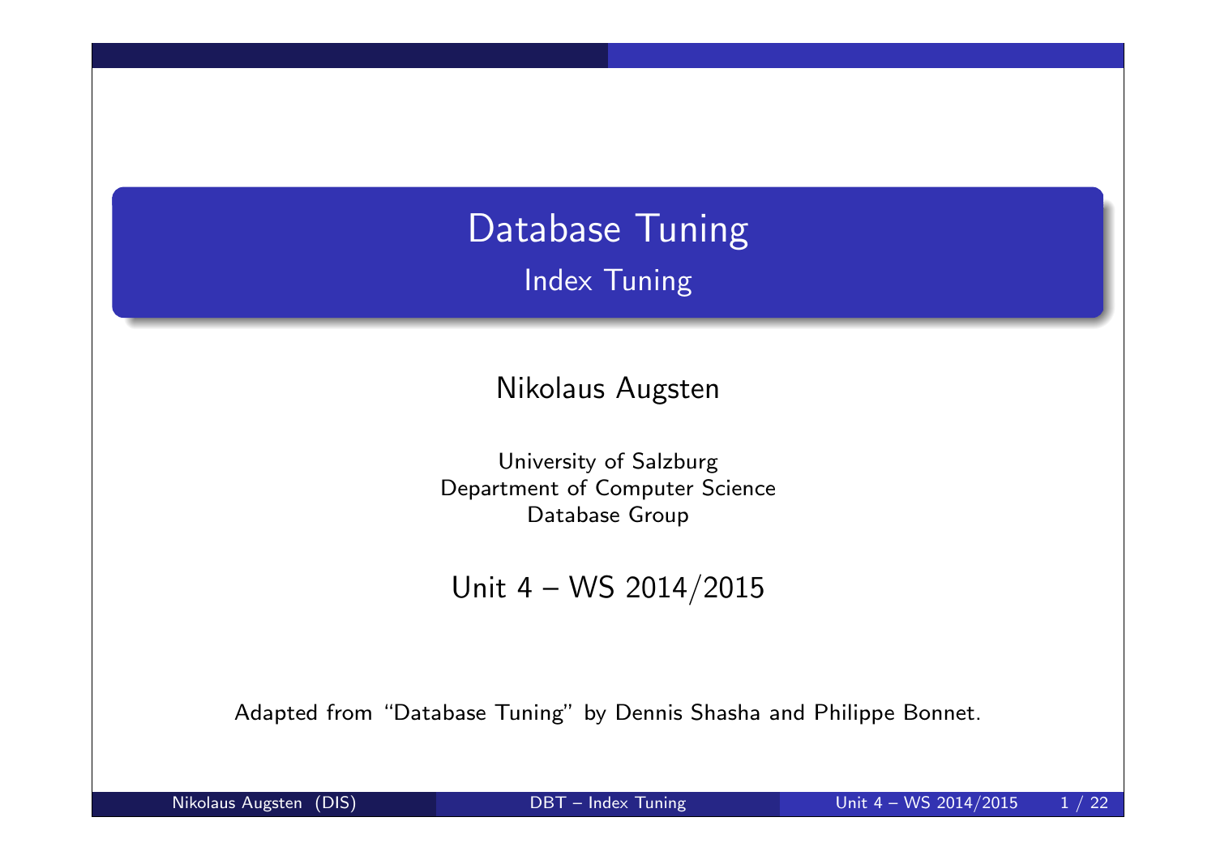# Database Tuning

## Index Tuning

Nikolaus Augsten

University of Salzburg
Department of Computer Science
Database Group

Unit 4 – WS 2014/2015

Adapted from "Database Tuning" by Dennis Shasha and Philippe Bonnet.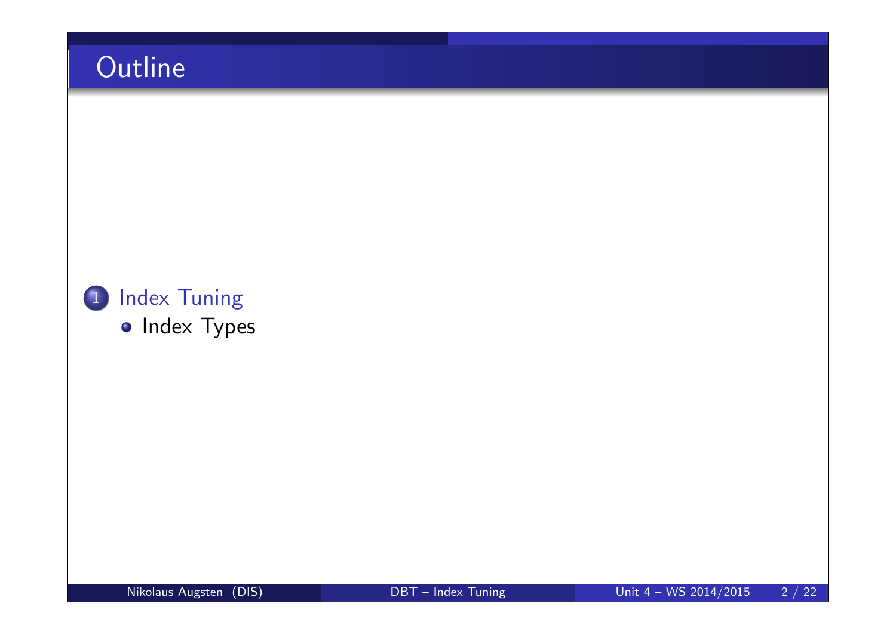# Outline

1. Index Tuning
   - Index Types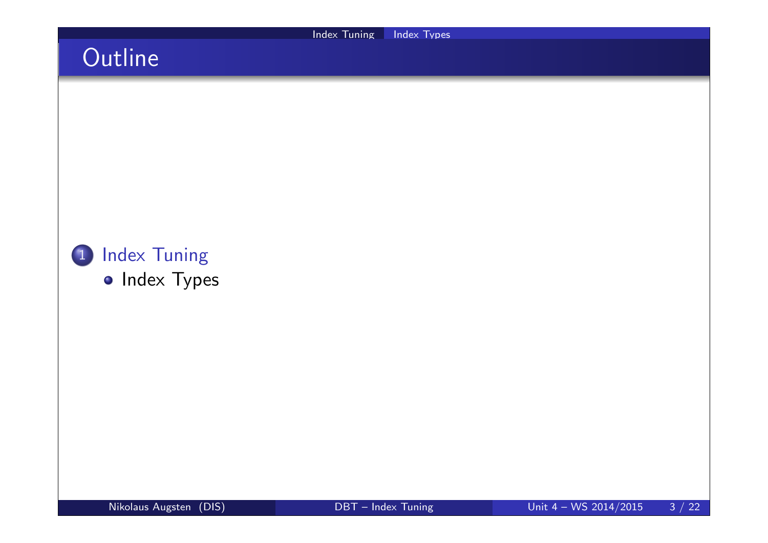# Outline

1. Index Tuning
   - Index Types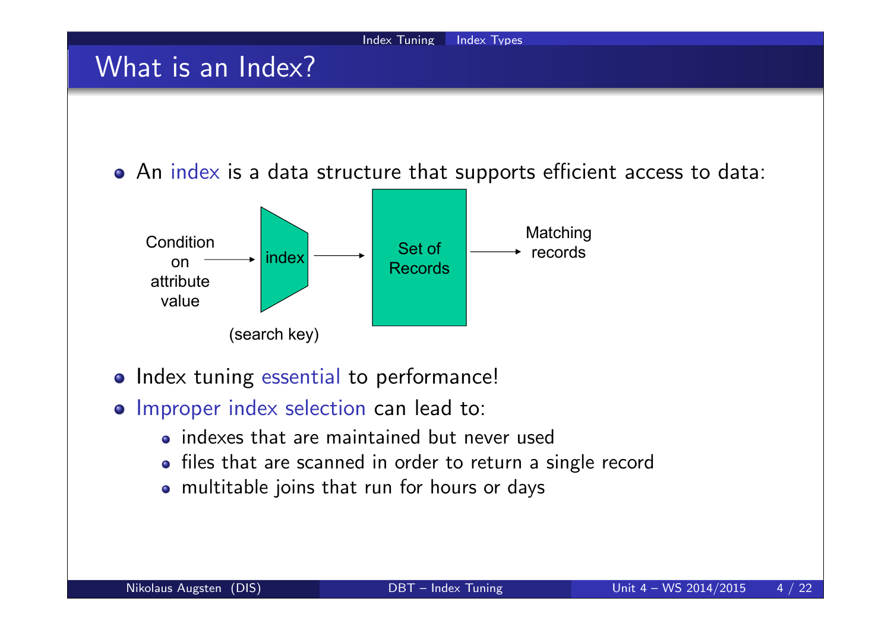# What is an Index?

- An index is a data structure that supports efficient access to data:

Condition on attribute value → index (search key) → Set of Records → Matching records

- Index tuning essential to performance!
- Improper index selection can lead to:
  - indexes that are maintained but never used
  - files that are scanned in order to return a single record
  - multitable joins that run for hours or days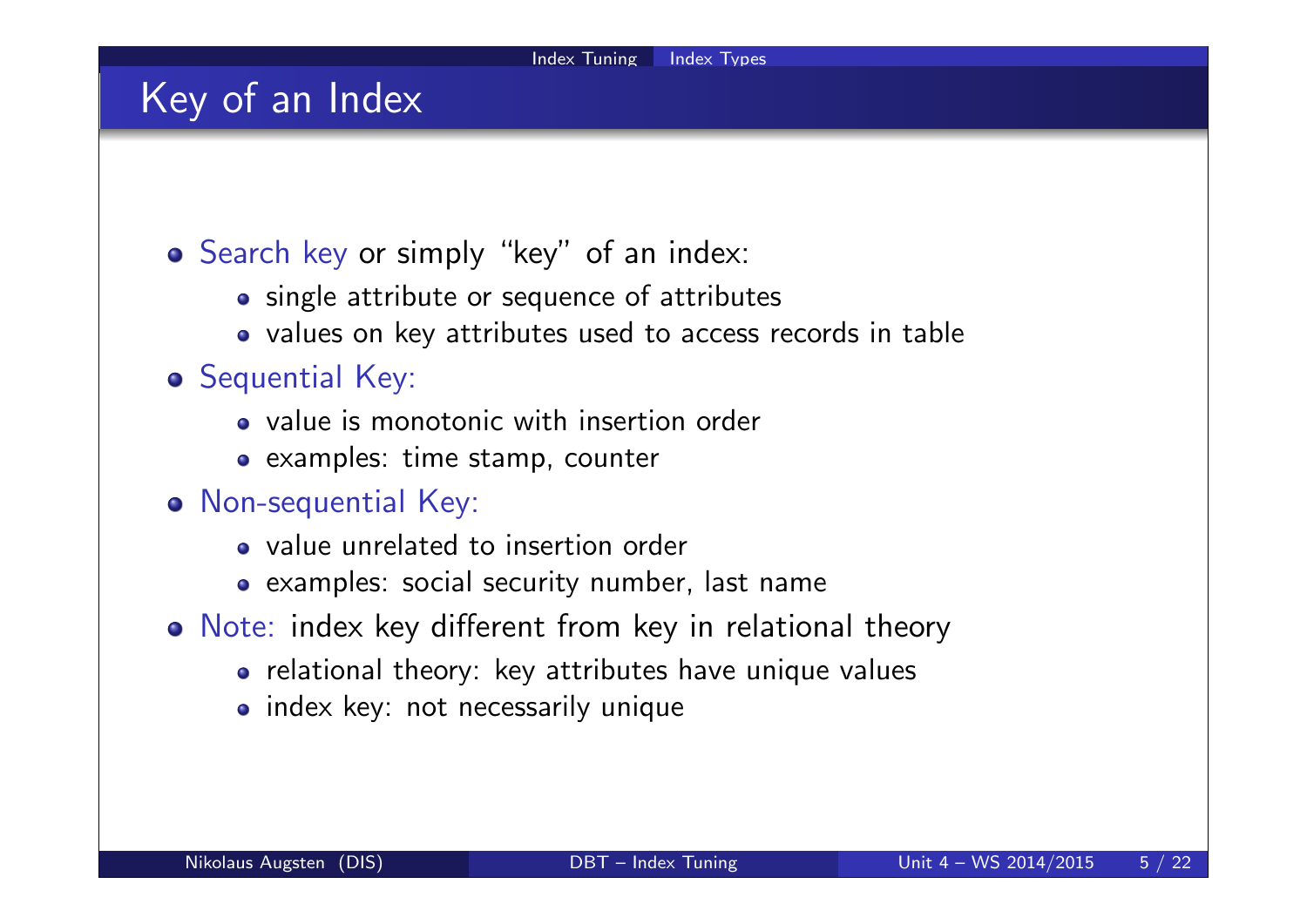# Key of an Index

- Search key or simply "key" of an index:
  - single attribute or sequence of attributes
  - values on key attributes used to access records in table
- Sequential Key:
  - value is monotonic with insertion order
  - examples: time stamp, counter
- Non-sequential Key:
  - value unrelated to insertion order
  - examples: social security number, last name
- Note: index key different from key in relational theory
  - relational theory: key attributes have unique values
  - index key: not necessarily unique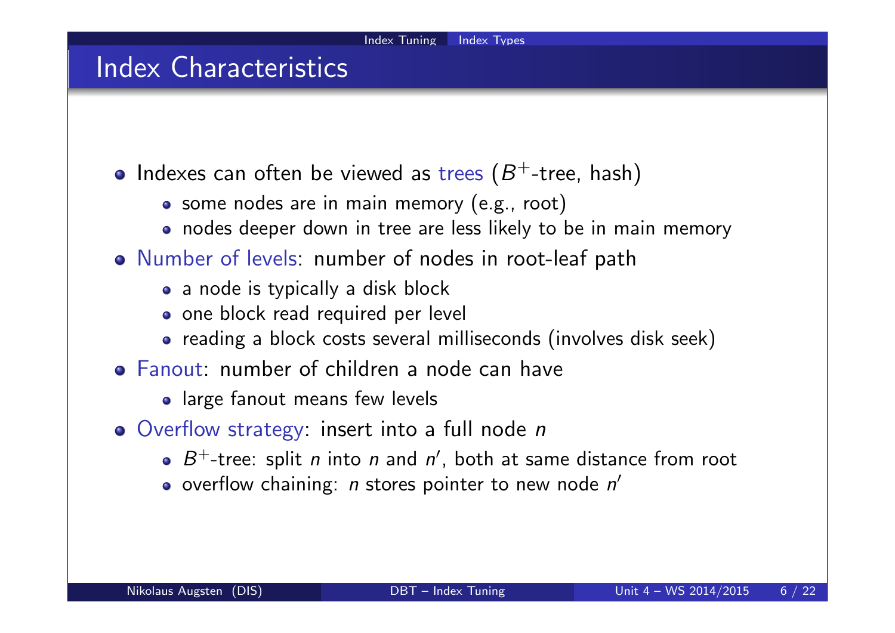# Index Characteristics

- Indexes can often be viewed as trees ($B^+$-tree, hash)
  - some nodes are in main memory (e.g., root)
  - nodes deeper down in tree are less likely to be in main memory
- Number of levels: number of nodes in root-leaf path
  - a node is typically a disk block
  - one block read required per level
  - reading a block costs several milliseconds (involves disk seek)
- Fanout: number of children a node can have
  - large fanout means few levels
- Overflow strategy: insert into a full node $n$
  - $B^+$-tree: split $n$ into $n$ and $n'$, both at same distance from root
  - overflow chaining: $n$ stores pointer to new node $n'$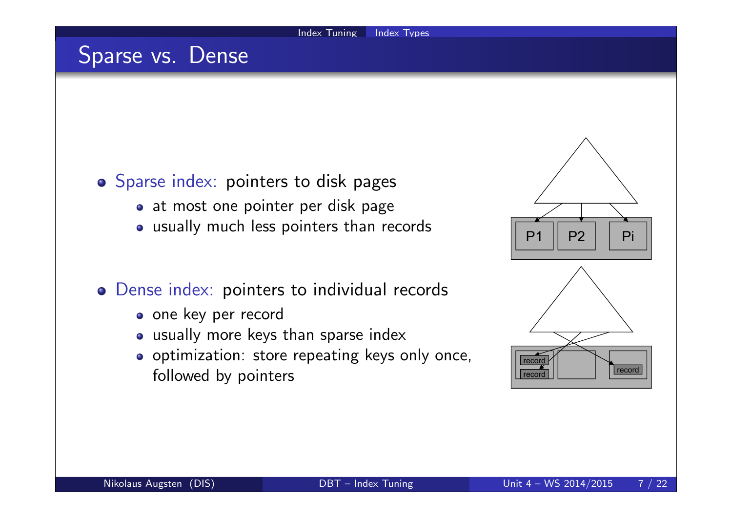## Sparse vs. Dense

- Sparse index: pointers to disk pages
  - at most one pointer per disk page
  - usually much less pointers than records
- Dense index: pointers to individual records
  - one key per record
  - usually more keys than sparse index
  - optimization: store repeating keys only once, followed by pointers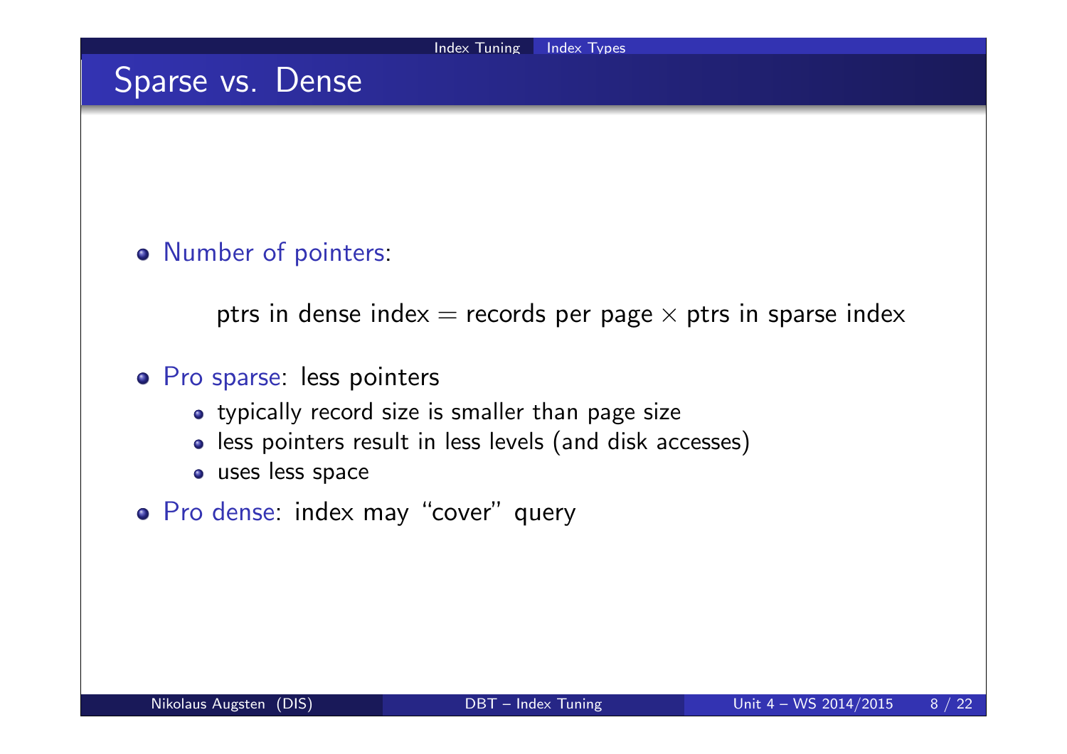## Sparse vs. Dense

- Number of pointers:

  ptrs in dense index = records per page $\times$ ptrs in sparse index

- Pro sparse: less pointers
  - typically record size is smaller than page size
  - less pointers result in less levels (and disk accesses)
  - uses less space
- Pro dense: index may "cover" query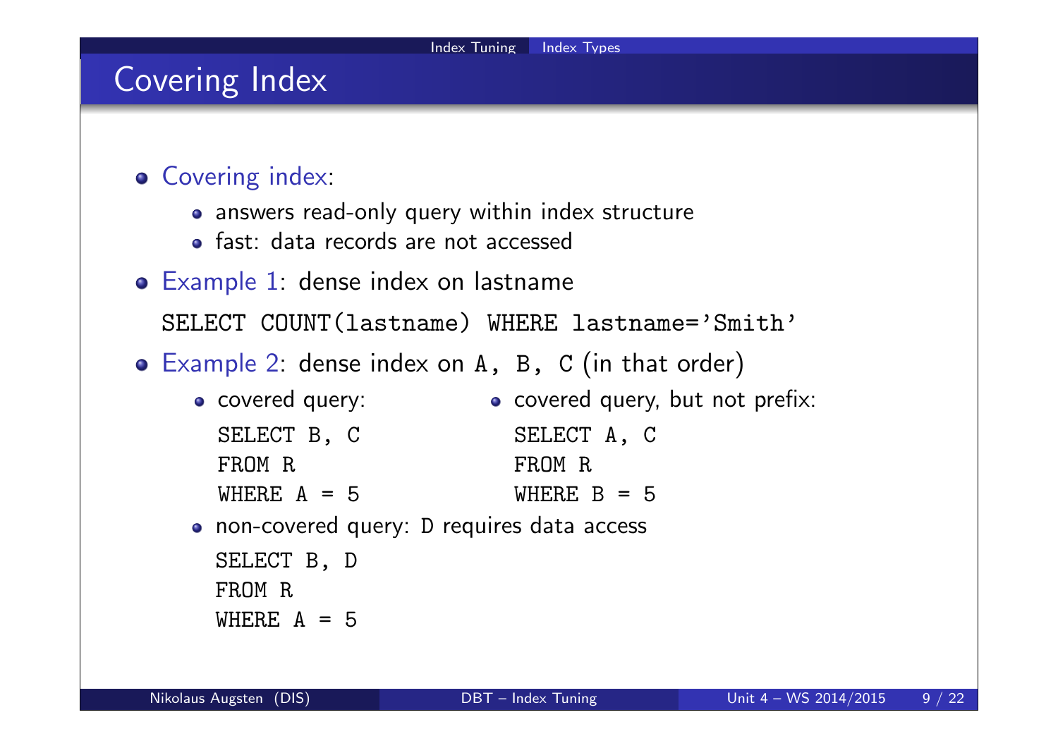# Covering Index

- Covering index:
  - answers read-only query within index structure
  - fast: data records are not accessed
- Example 1: dense index on lastname

```
SELECT COUNT(lastname) WHERE lastname='Smith'
```

- Example 2: dense index on `A, B, C` (in that order)
  - covered query:

    ```
    SELECT B, C
    FROM R
    WHERE A = 5
    ```

  - covered query, but not prefix:

    ```
    SELECT A, C
    FROM R
    WHERE B = 5
    ```

  - non-covered query: `D` requires data access

    ```
    SELECT B, D
    FROM R
    WHERE A = 5
    ```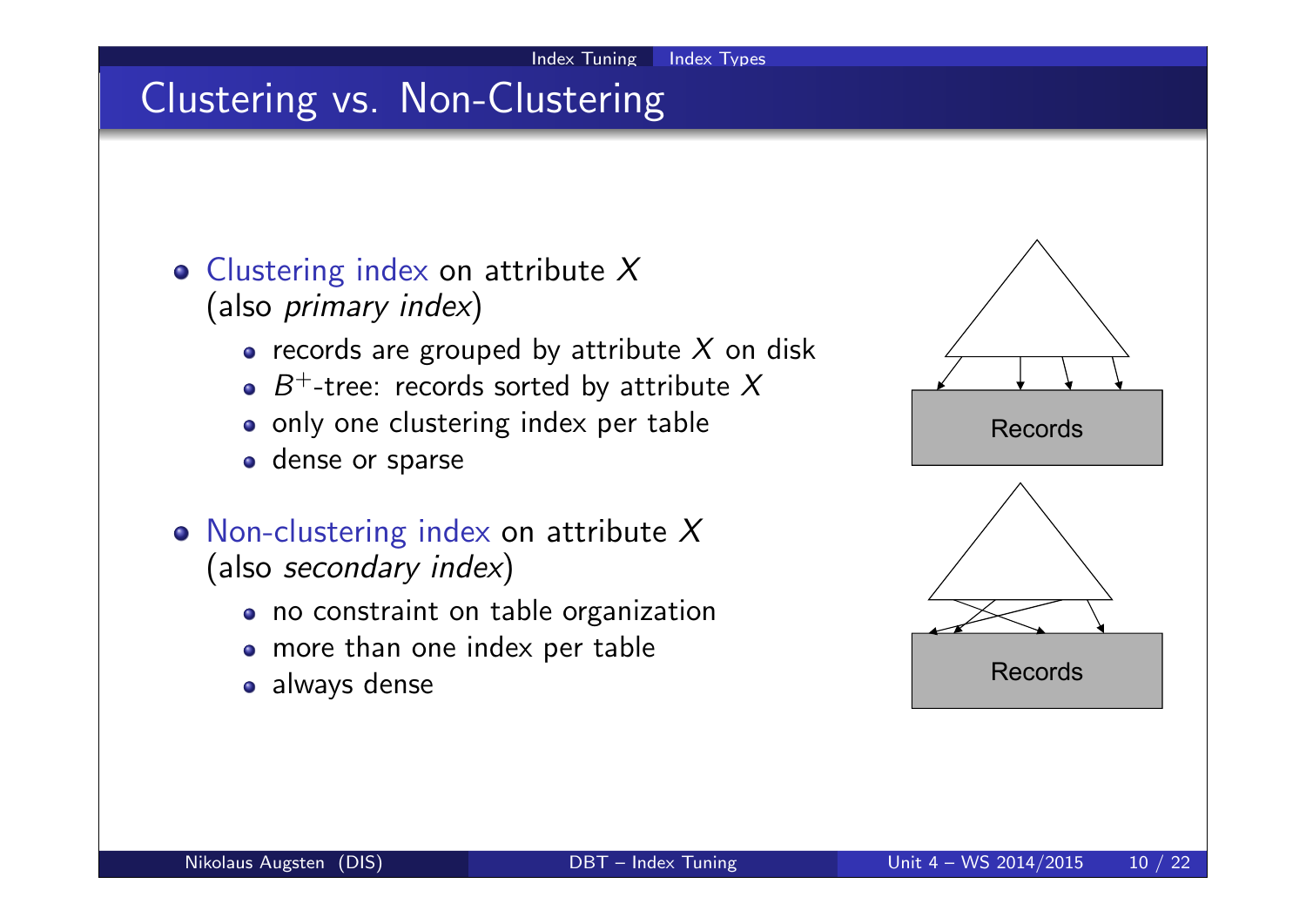# Clustering vs. Non-Clustering

- Clustering index on attribute $X$ (also *primary index*)
  - records are grouped by attribute $X$ on disk
  - $B^+$-tree: records sorted by attribute $X$
  - only one clustering index per table
  - dense or sparse

- Non-clustering index on attribute $X$ (also *secondary index*)
  - no constraint on table organization
  - more than one index per table
  - always dense

Records

Records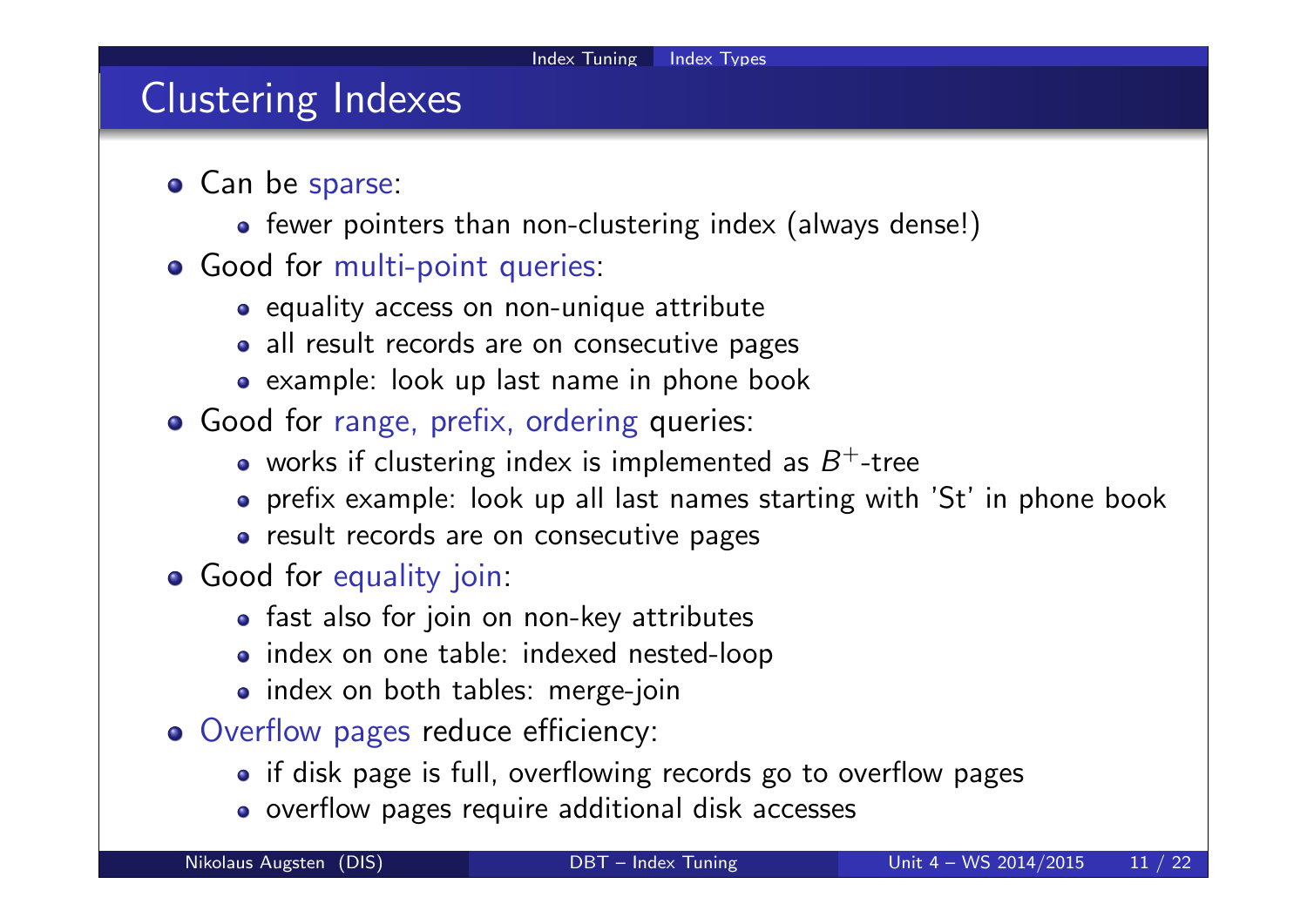# Clustering Indexes

- Can be sparse:
  - fewer pointers than non-clustering index (always dense!)
- Good for multi-point queries:
  - equality access on non-unique attribute
  - all result records are on consecutive pages
  - example: look up last name in phone book
- Good for range, prefix, ordering queries:
  - works if clustering index is implemented as $B^+$-tree
  - prefix example: look up all last names starting with 'St' in phone book
  - result records are on consecutive pages
- Good for equality join:
  - fast also for join on non-key attributes
  - index on one table: indexed nested-loop
  - index on both tables: merge-join
- Overflow pages reduce efficiency:
  - if disk page is full, overflowing records go to overflow pages
  - overflow pages require additional disk accesses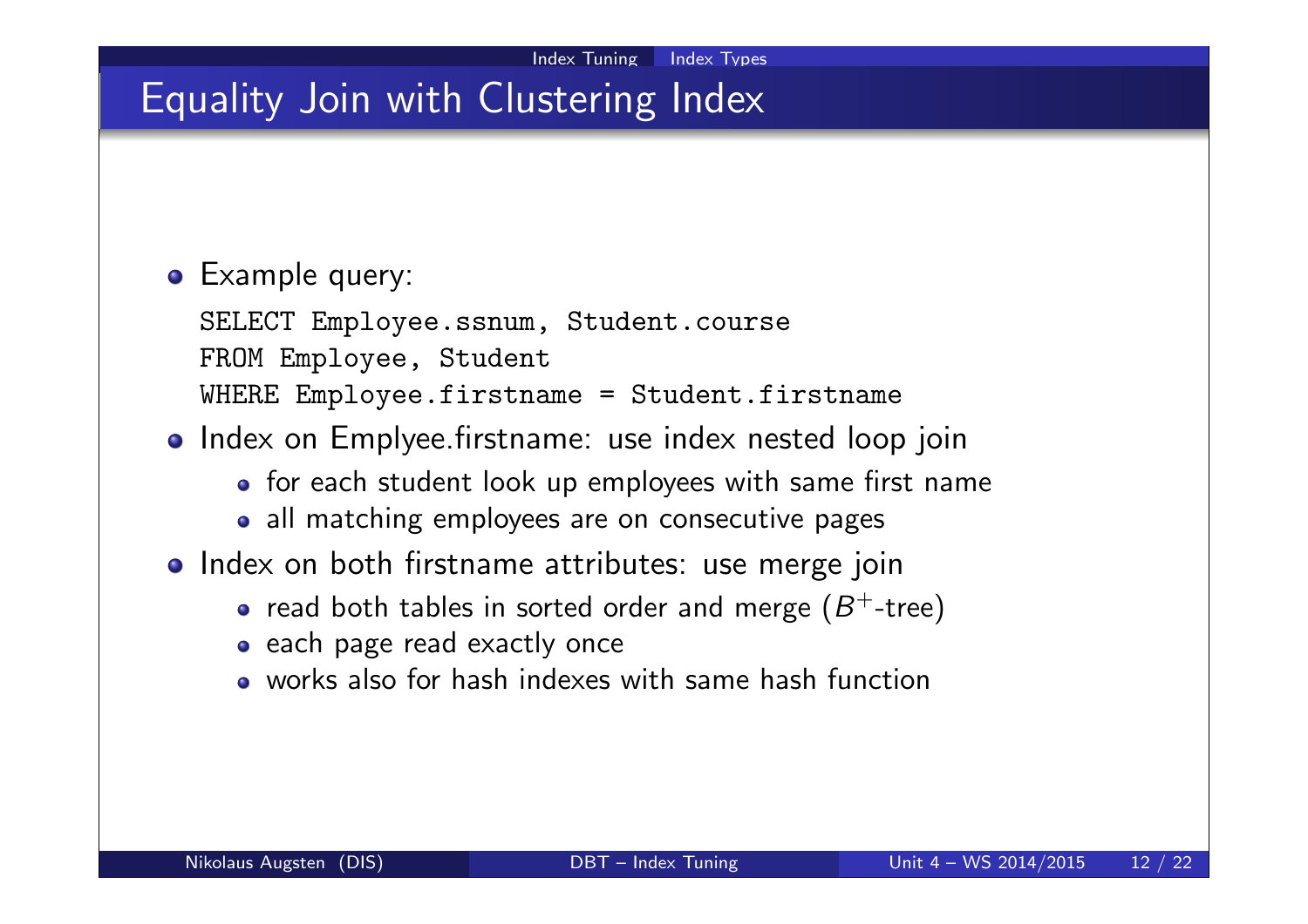# Equality Join with Clustering Index

- Example query:

```
SELECT Employee.ssnum, Student.course
FROM Employee, Student
WHERE Employee.firstname = Student.firstname
```

- Index on Emplyee.firstname: use index nested loop join
  - for each student look up employees with same first name
  - all matching employees are on consecutive pages
- Index on both firstname attributes: use merge join
  - read both tables in sorted order and merge ($B^+$-tree)
  - each page read exactly once
  - works also for hash indexes with same hash function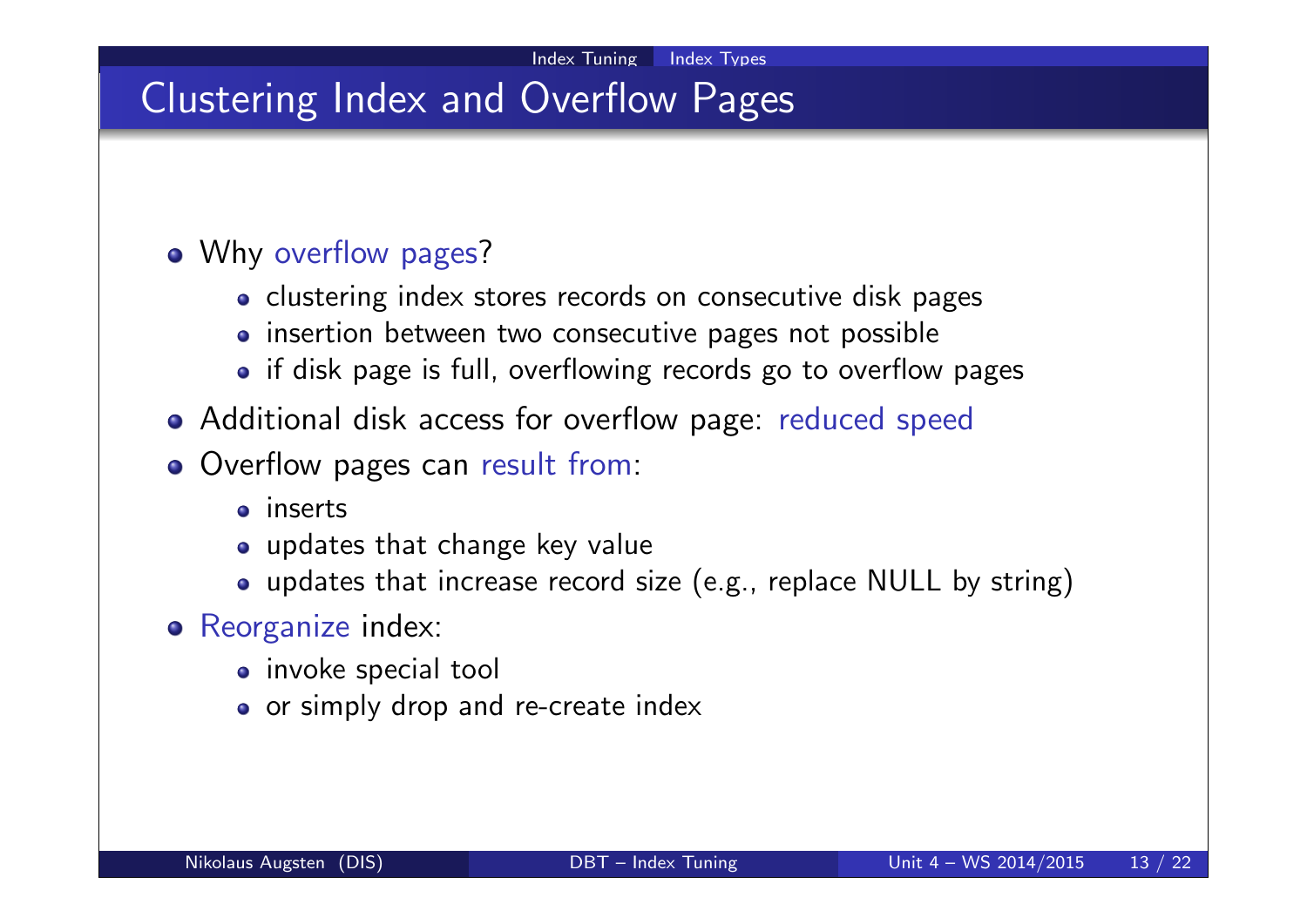# Clustering Index and Overflow Pages

- Why overflow pages?
  - clustering index stores records on consecutive disk pages
  - insertion between two consecutive pages not possible
  - if disk page is full, overflowing records go to overflow pages
- Additional disk access for overflow page: reduced speed
- Overflow pages can result from:
  - inserts
  - updates that change key value
  - updates that increase record size (e.g., replace NULL by string)
- Reorganize index:
  - invoke special tool
  - or simply drop and re-create index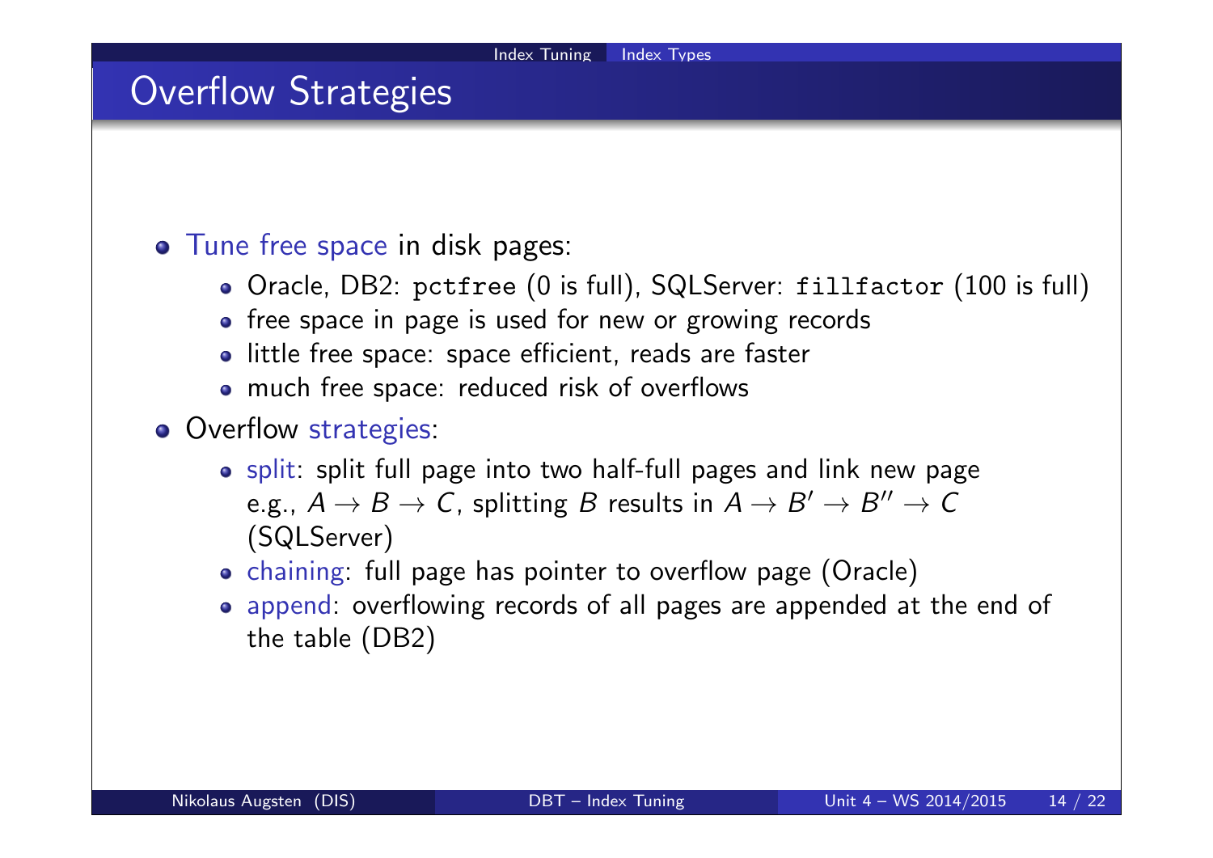# Overflow Strategies

- Tune free space in disk pages:
  - Oracle, DB2: `pctfree` (0 is full), SQLServer: `fillfactor` (100 is full)
  - free space in page is used for new or growing records
  - little free space: space efficient, reads are faster
  - much free space: reduced risk of overflows
- Overflow strategies:
  - split: split full page into two half-full pages and link new page e.g., $A \rightarrow B \rightarrow C$, splitting $B$ results in $A \rightarrow B' \rightarrow B'' \rightarrow C$ (SQLServer)
  - chaining: full page has pointer to overflow page (Oracle)
  - append: overflowing records of all pages are appended at the end of the table (DB2)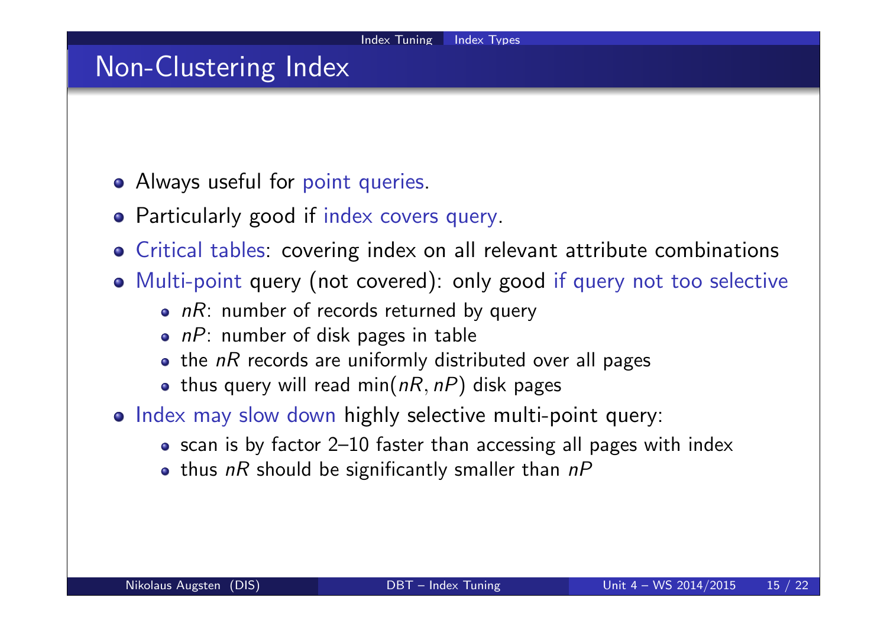# Non-Clustering Index

- Always useful for point queries.
- Particularly good if index covers query.
- Critical tables: covering index on all relevant attribute combinations
- Multi-point query (not covered): only good if query not too selective
  - $nR$: number of records returned by query
  - $nP$: number of disk pages in table
  - the $nR$ records are uniformly distributed over all pages
  - thus query will read $\min(nR, nP)$ disk pages
- Index may slow down highly selective multi-point query:
  - scan is by factor 2–10 faster than accessing all pages with index
  - thus $nR$ should be significantly smaller than $nP$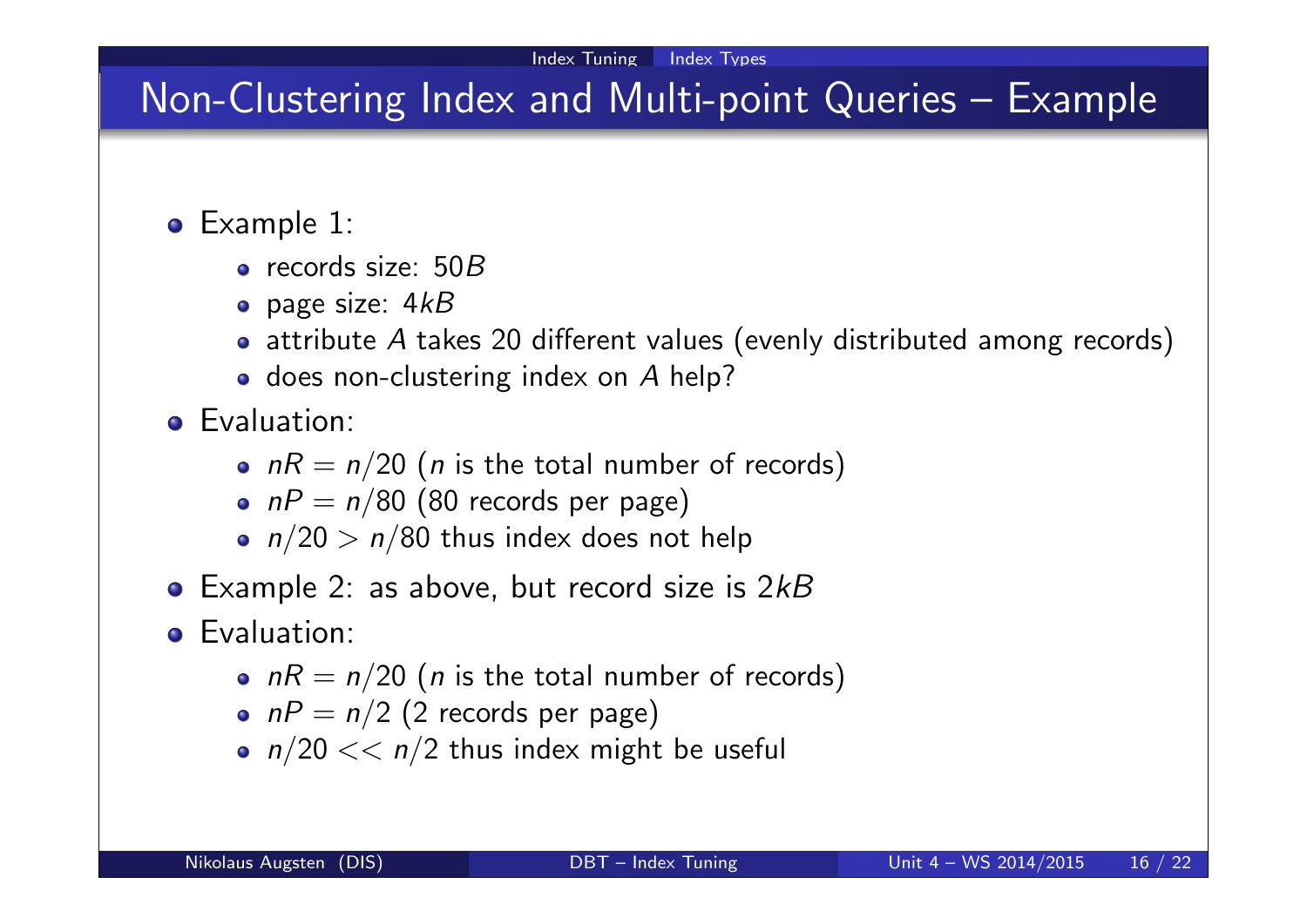# Non-Clustering Index and Multi-point Queries – Example

- Example 1:
  - records size: $50B$
  - page size: $4kB$
  - attribute $A$ takes 20 different values (evenly distributed among records)
  - does non-clustering index on $A$ help?
- Evaluation:
  - $nR = n/20$ ($n$ is the total number of records)
  - $nP = n/80$ (80 records per page)
  - $n/20 > n/80$ thus index does not help
- Example 2: as above, but record size is $2kB$
- Evaluation:
  - $nR = n/20$ ($n$ is the total number of records)
  - $nP = n/2$ (2 records per page)
  - $n/20 << n/2$ thus index might be useful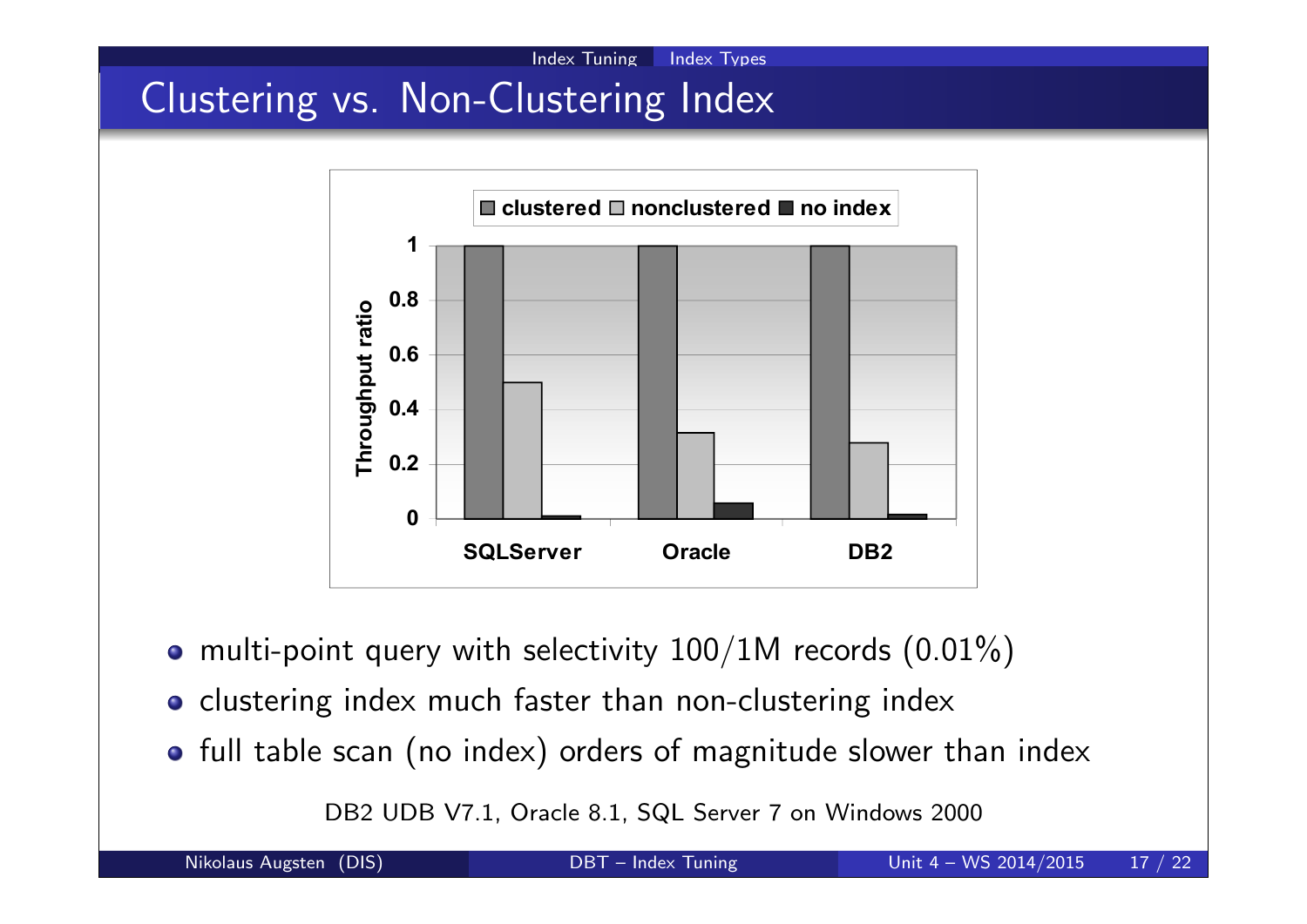# Clustering vs. Non-Clustering Index

- multi-point query with selectivity 100/1M records (0.01%)
- clustering index much faster than non-clustering index
- full table scan (no index) orders of magnitude slower than index

DB2 UDB V7.1, Oracle 8.1, SQL Server 7 on Windows 2000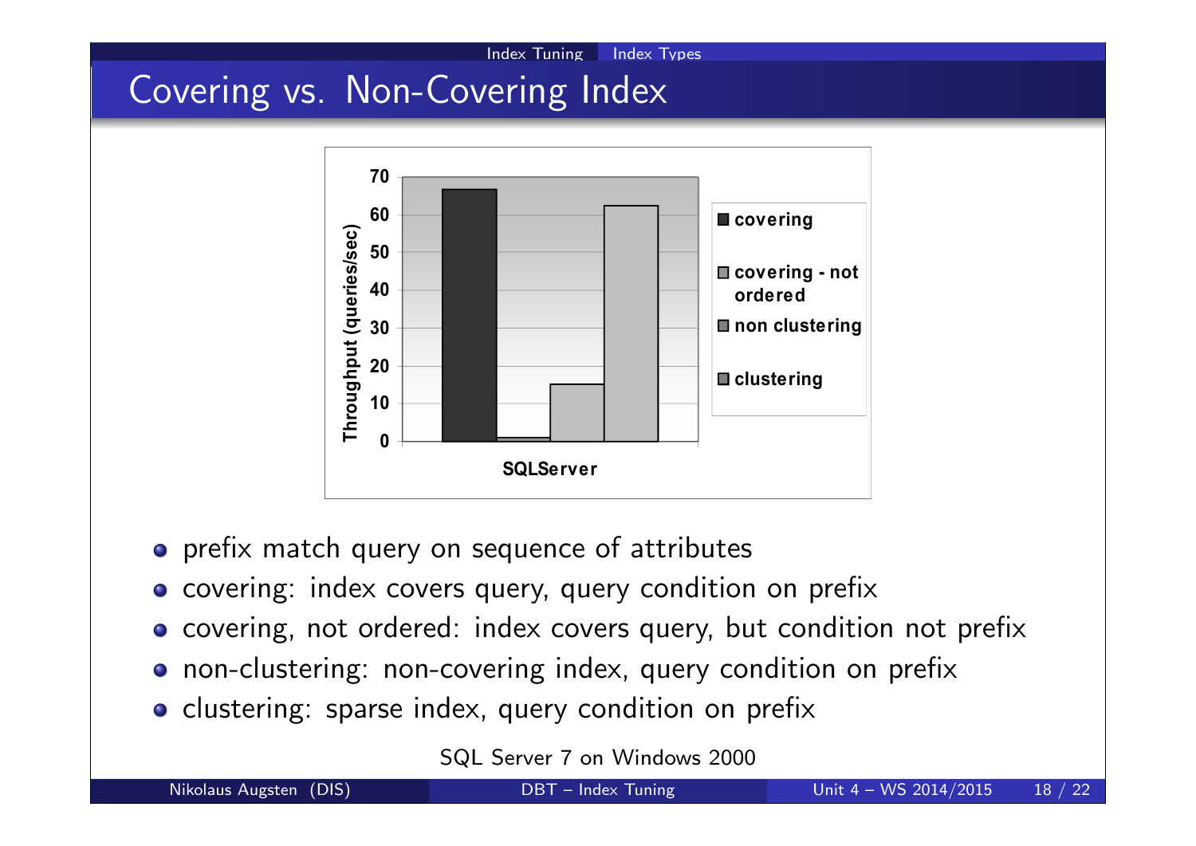# Covering vs. Non-Covering Index

- prefix match query on sequence of attributes
- covering: index covers query, query condition on prefix
- covering, not ordered: index covers query, but condition not prefix
- non-clustering: non-covering index, query condition on prefix
- clustering: sparse index, query condition on prefix

SQL Server 7 on Windows 2000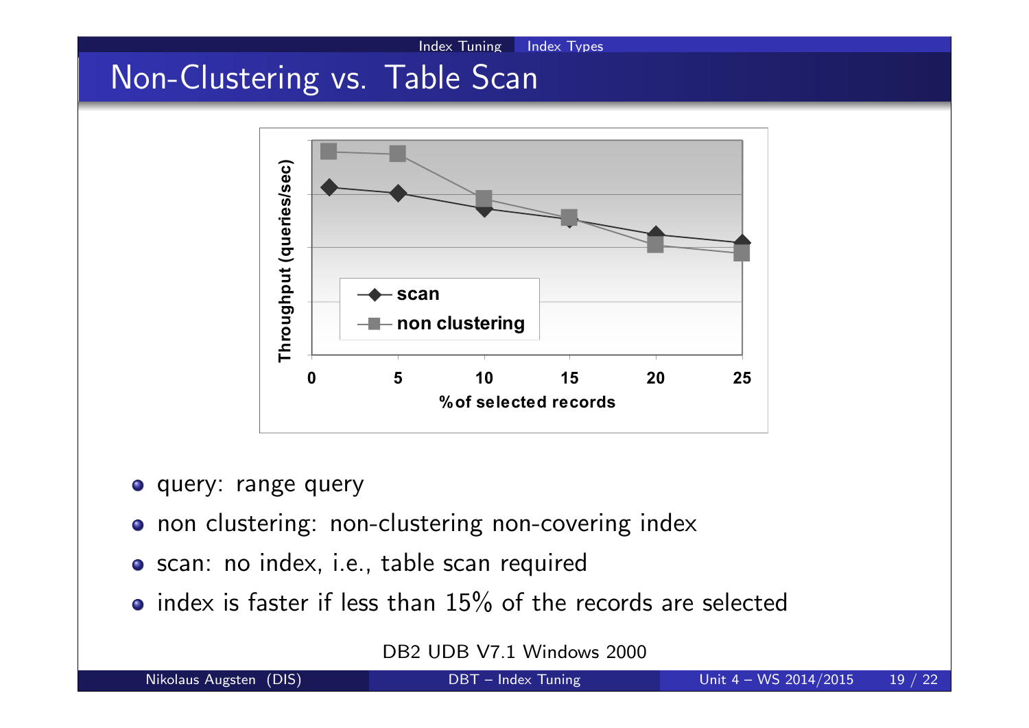## Non-Clustering vs. Table Scan

Throughput (queries/sec)

scan

non clustering

0 5 10 15 20 25

% of selected records

- query: range query
- non clustering: non-clustering non-covering index
- scan: no index, i.e., table scan required
- index is faster if less than 15% of the records are selected

DB2 UDB V7.1 Windows 2000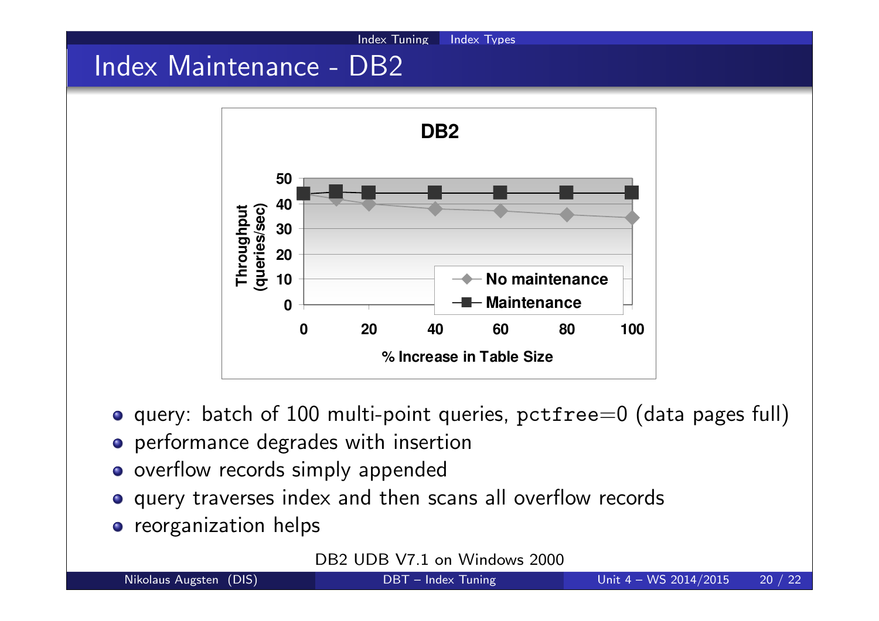# Index Maintenance - DB2

- query: batch of 100 multi-point queries, `pctfree`=0 (data pages full)
- performance degrades with insertion
- overflow records simply appended
- query traverses index and then scans all overflow records
- reorganization helps

DB2 UDB V7.1 on Windows 2000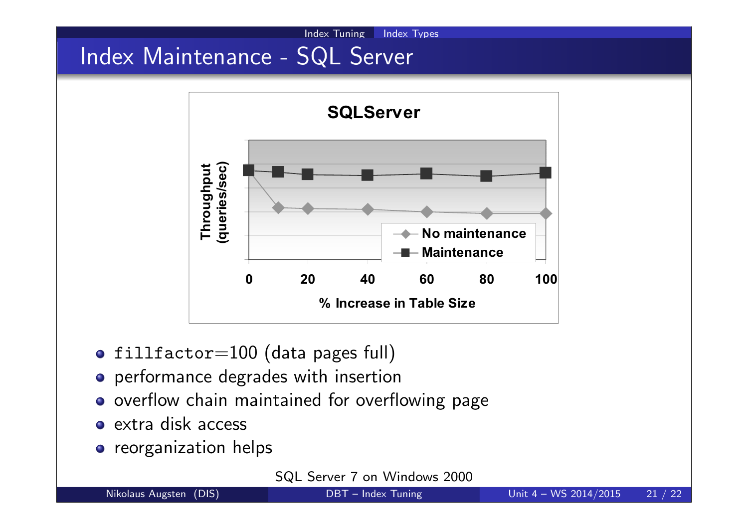# Index Maintenance - SQL Server

**SQLServer**

Throughput (queries/sec) vs. % Increase in Table Size (0, 20, 40, 60, 80, 100)

- No maintenance
- Maintenance

- `fillfactor`=100 (data pages full)
- performance degrades with insertion
- overflow chain maintained for overflowing page
- extra disk access
- reorganization helps

SQL Server 7 on Windows 2000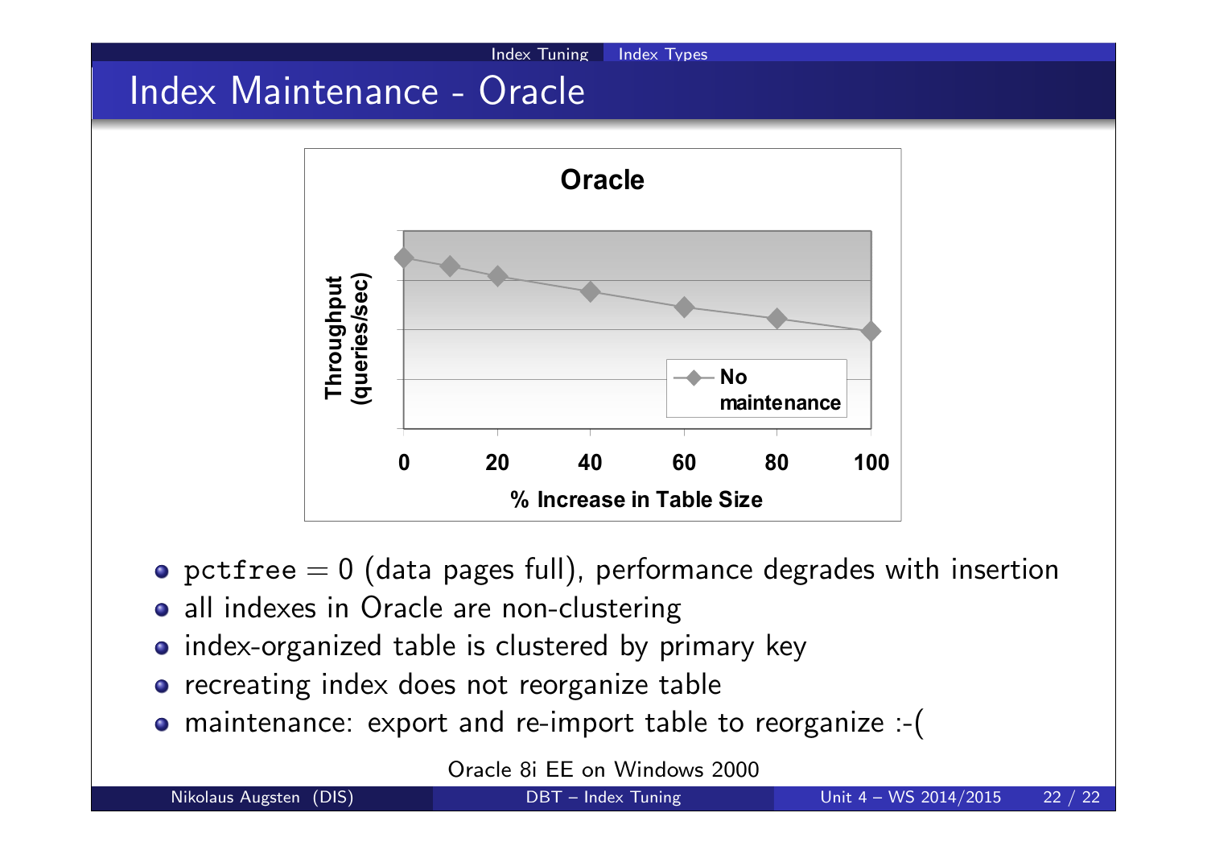# Index Maintenance - Oracle

Oracle

Throughput (queries/sec)

0 20 40 60 80 100

% Increase in Table Size

No maintenance

- pctfree = 0 (data pages full), performance degrades with insertion
- all indexes in Oracle are non-clustering
- index-organized table is clustered by primary key
- recreating index does not reorganize table
- maintenance: export and re-import table to reorganize :-(

Oracle 8i EE on Windows 2000